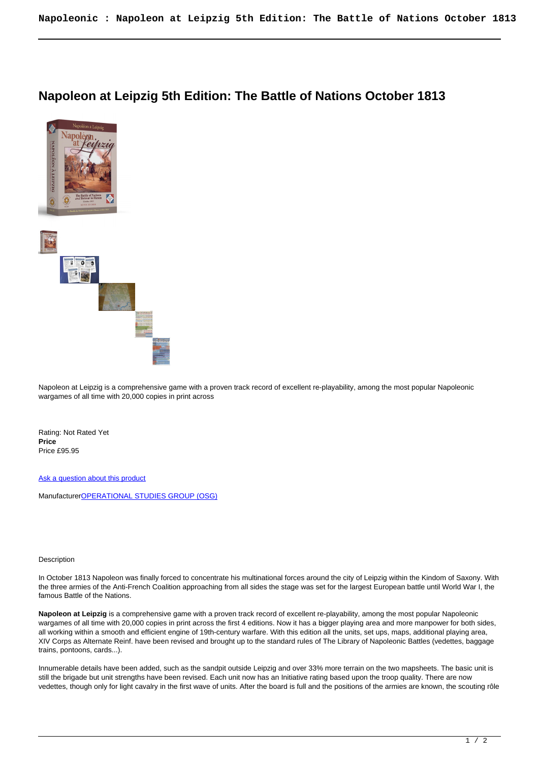# Napoleon at Leipzig 5th Edition: The Battle of Nations October 1813

Napoleon at Leipzig is a comprehensive game with a proven track record of excellent re-playability, among the most popular Napoleonic wargames of all time with 20,000 copies in print across

Rating: Not Rated Yet
**Price**
Price £95.95

[Ask a question about this product]()

Manufacturer[OPERATIONAL STUDIES GROUP (OSG)]()

Description

In October 1813 Napoleon was finally forced to concentrate his multinational forces around the city of Leipzig within the Kindom of Saxony. With the three armies of the Anti-French Coalition approaching from all sides the stage was set for the largest European battle until World War I, the famous Battle of the Nations.

**Napoleon at Leipzig** is a comprehensive game with a proven track record of excellent re-playability, among the most popular Napoleonic wargames of all time with 20,000 copies in print across the first 4 editions. Now it has a bigger playing area and more manpower for both sides, all working within a smooth and efficient engine of 19th-century warfare. With this edition all the units, set ups, maps, additional playing area, XIV Corps as Alternate Reinf. have been revised and brought up to the standard rules of The Library of Napoleonic Battles (vedettes, baggage trains, pontoons, cards...).

Innumerable details have been added, such as the sandpit outside Leipzig and over 33% more terrain on the two mapsheets. The basic unit is still the brigade but unit strengths have been revised. Each unit now has an Initiative rating based upon the troop quality. There are now vedettes, though only for light cavalry in the first wave of units. After the board is full and the positions of the armies are known, the scouting rôle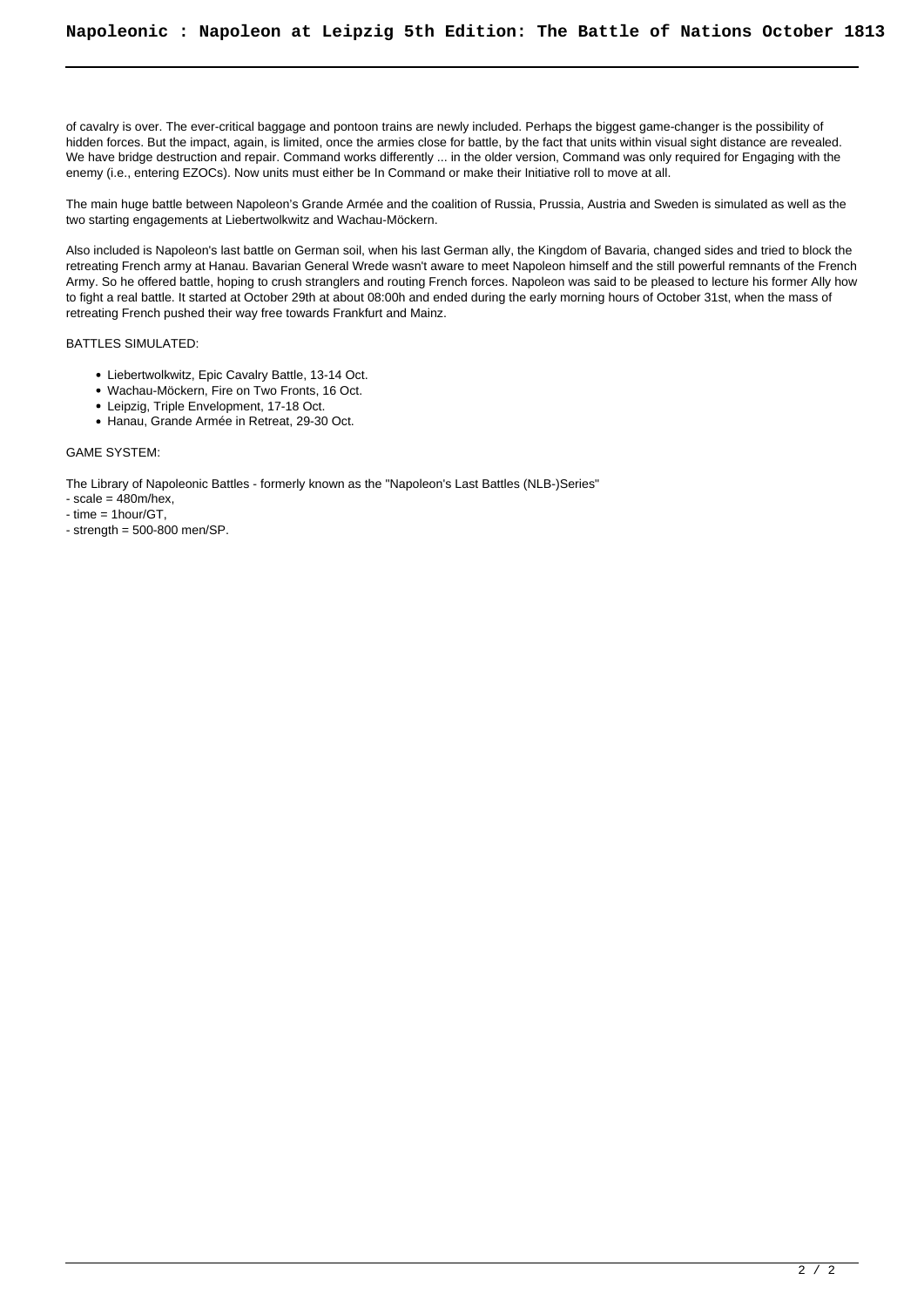of cavalry is over. The ever-critical baggage and pontoon trains are newly included. Perhaps the biggest game-changer is the possibility of hidden forces. But the impact, again, is limited, once the armies close for battle, by the fact that units within visual sight distance are revealed. We have bridge destruction and repair. Command works differently ... in the older version, Command was only required for Engaging with the enemy (i.e., entering EZOCs). Now units must either be In Command or make their Initiative roll to move at all.

The main huge battle between Napoleon's Grande Armée and the coalition of Russia, Prussia, Austria and Sweden is simulated as well as the two starting engagements at Liebertwolkwitz and Wachau-Möckern.

Also included is Napoleon's last battle on German soil, when his last German ally, the Kingdom of Bavaria, changed sides and tried to block the retreating French army at Hanau. Bavarian General Wrede wasn't aware to meet Napoleon himself and the still powerful remnants of the French Army. So he offered battle, hoping to crush stranglers and routing French forces. Napoleon was said to be pleased to lecture his former Ally how to fight a real battle. It started at October 29th at about 08:00h and ended during the early morning hours of October 31st, when the mass of retreating French pushed their way free towards Frankfurt and Mainz.

BATTLES SIMULATED:

- Liebertwolkwitz, Epic Cavalry Battle, 13-14 Oct.
- Wachau-Möckern, Fire on Two Fronts, 16 Oct.
- Leipzig, Triple Envelopment, 17-18 Oct.
- Hanau, Grande Armée in Retreat, 29-30 Oct.

GAME SYSTEM:

The Library of Napoleonic Battles - formerly known as the "Napoleon's Last Battles (NLB-)Series"
- scale = 480m/hex,
- time = 1hour/GT,
- strength = 500-800 men/SP.